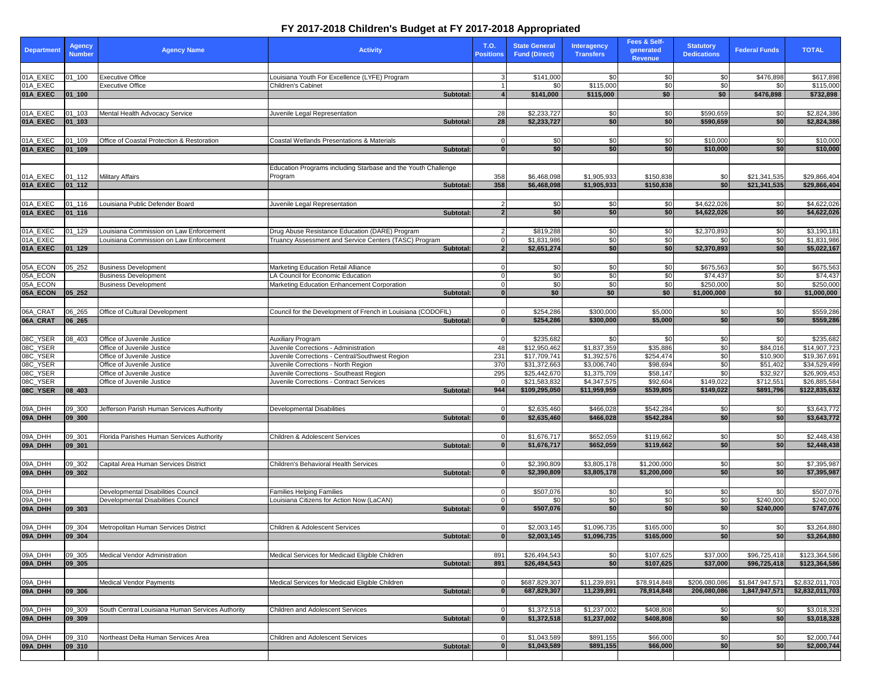# FY 2017-2018 Children's Budget at FY 2017-2018 Appropriated

| Department | Agency Number | Agency Name | Activity | T.O. Positions | State General Fund (Direct) | Interagency Transfers | Fees & Self-generated Revenue | Statutory Dedications | Federal Funds | TOTAL |
|---|---|---|---|---|---|---|---|---|---|---|
| 01A_EXEC | 01_100 | Executive Office | Louisiana Youth For Excellence (LYFE) Program | 3 | $141,000 | $0 | $0 | $0 | $476,898 | $617,898 |
| 01A_EXEC | | Executive Office | Children's Cabinet | 1 | $0 | $115,000 | $0 | $0 | $0 | $115,000 |
| **01A_EXEC** | **01_100** | | **Subtotal:** | **4** | **$141,000** | **$115,000** | **$0** | **$0** | **$476,898** | **$732,898** |
| 01A_EXEC | 01_103 | Mental Health Advocacy Service | Juvenile Legal Representation | 28 | $2,233,727 | $0 | $0 | $590,659 | $0 | $2,824,386 |
| **01A_EXEC** | **01_103** | | **Subtotal:** | **28** | **$2,233,727** | **$0** | **$0** | **$590,659** | **$0** | **$2,824,386** |
| 01A_EXEC | 01_109 | Office of Coastal Protection & Restoration | Coastal Wetlands Presentations & Materials | 0 | $0 | $0 | $0 | $10,000 | $0 | $10,000 |
| **01A_EXEC** | **01_109** | | **Subtotal:** | **0** | **$0** | **$0** | **$0** | **$10,000** | **$0** | **$10,000** |
| 01A_EXEC | 01_112 | Military Affairs | Education Programs including Starbase and the Youth Challenge Program | 358 | $6,468,098 | $1,905,933 | $150,838 | $0 | $21,341,535 | $29,866,404 |
| **01A_EXEC** | **01_112** | | **Subtotal:** | **358** | **$6,468,098** | **$1,905,933** | **$150,838** | **$0** | **$21,341,535** | **$29,866,404** |
| 01A_EXEC | 01_116 | Louisiana Public Defender Board | Juvenile Legal Representation | 2 | $0 | $0 | $0 | $4,622,026 | $0 | $4,622,026 |
| **01A_EXEC** | **01_116** | | **Subtotal:** | **2** | **$0** | **$0** | **$0** | **$4,622,026** | **$0** | **$4,622,026** |
| 01A_EXEC | 01_129 | Louisiana Commission on Law Enforcement | Drug Abuse Resistance Education (DARE) Program | 2 | $819,288 | $0 | $0 | $2,370,893 | $0 | $3,190,181 |
| 01A_EXEC | | Louisiana Commission on Law Enforcement | Truancy Assessment and Service Centers (TASC) Program | 0 | $1,831,986 | $0 | $0 | $0 | $0 | $1,831,986 |
| **01A_EXEC** | **01_129** | | **Subtotal:** | **2** | **$2,651,274** | **$0** | **$0** | **$2,370,893** | **$0** | **$5,022,167** |
| 05A_ECON | 05_252 | Business Development | Marketing Education Retail Alliance | 0 | $0 | $0 | $0 | $675,563 | $0 | $675,563 |
| 05A_ECON | | Business Development | LA Council for Economic Education | 0 | $0 | $0 | $0 | $74,437 | $0 | $74,437 |
| 05A_ECON | | Business Development | Marketing Education Enhancement Corporation | 0 | $0 | $0 | $0 | $250,000 | $0 | $250,000 |
| **05A_ECON** | **05_252** | | **Subtotal:** | **0** | **$0** | **$0** | **$0** | **$1,000,000** | **$0** | **$1,000,000** |
| 06A_CRAT | 06_265 | Office of Cultural Development | Council for the Development of French in Louisiana (CODOFIL) | 0 | $254,286 | $300,000 | $5,000 | $0 | $0 | $559,286 |
| **06A_CRAT** | **06_265** | | **Subtotal:** | **0** | **$254,286** | **$300,000** | **$5,000** | **$0** | **$0** | **$559,286** |
| 08C_YSER | 08_403 | Office of Juvenile Justice | Auxiliary Program | 0 | $235,682 | $0 | $0 | $0 | $0 | $235,682 |
| 08C_YSER | | Office of Juvenile Justice | Juvenile Corrections - Administration | 48 | $12,950,462 | $1,837,359 | $35,886 | $0 | $84,016 | $14,907,723 |
| 08C_YSER | | Office of Juvenile Justice | Juvenile Corrections - Central/Southwest Region | 231 | $17,709,741 | $1,392,576 | $254,474 | $0 | $10,900 | $19,367,691 |
| 08C_YSER | | Office of Juvenile Justice | Juvenile Corrections - North Region | 370 | $31,372,663 | $3,006,740 | $98,694 | $0 | $51,402 | $34,529,499 |
| 08C_YSER | | Office of Juvenile Justice | Juvenile Corrections - Southeast Region | 295 | $25,442,670 | $1,375,709 | $58,147 | $0 | $32,927 | $26,909,453 |
| 08C_YSER | | Office of Juvenile Justice | Juvenile Corrections - Contract Services | 0 | $21,583,832 | $4,347,575 | $92,604 | $149,022 | $712,551 | $26,885,584 |
| **08C_YSER** | **08_403** | | **Subtotal:** | **944** | **$109,295,050** | **$11,959,959** | **$539,805** | **$149,022** | **$891,796** | **$122,835,632** |
| 09A_DHH | 09_300 | Jefferson Parish Human Services Authority | Developmental Disabilities | 0 | $2,635,460 | $466,028 | $542,284 | $0 | $0 | $3,643,772 |
| **09A_DHH** | **09_300** | | **Subtotal:** | **0** | **$2,635,460** | **$466,028** | **$542,284** | **$0** | **$0** | **$3,643,772** |
| 09A_DHH | 09_301 | Florida Parishes Human Services Authority | Children & Adolescent Services | 0 | $1,676,717 | $652,059 | $119,662 | $0 | $0 | $2,448,438 |
| **09A_DHH** | **09_301** | | **Subtotal:** | **0** | **$1,676,717** | **$652,059** | **$119,662** | **$0** | **$0** | **$2,448,438** |
| 09A_DHH | 09_302 | Capital Area Human Services District | Children's Behavioral Health Services | 0 | $2,390,809 | $3,805,178 | $1,200,000 | $0 | $0 | $7,395,987 |
| **09A_DHH** | **09_302** | | **Subtotal:** | **0** | **$2,390,809** | **$3,805,178** | **$1,200,000** | **$0** | **$0** | **$7,395,987** |
| 09A_DHH | | Developmental Disabilities Council | Families Helping Families | 0 | $507,076 | $0 | $0 | $0 | $0 | $507,076 |
| 09A_DHH | | Developmental Disabilities Council | Louisiana Citizens for Action Now (LaCAN) | 0 | $0 | $0 | $0 | $0 | $240,000 | $240,000 |
| **09A_DHH** | **09_303** | | **Subtotal:** | **0** | **$507,076** | **$0** | **$0** | **$0** | **$240,000** | **$747,076** |
| 09A_DHH | 09_304 | Metropolitan Human Services District | Children & Adolescent Services | 0 | $2,003,145 | $1,096,735 | $165,000 | $0 | $0 | $3,264,880 |
| **09A_DHH** | **09_304** | | **Subtotal:** | **0** | **$2,003,145** | **$1,096,735** | **$165,000** | **$0** | **$0** | **$3,264,880** |
| 09A_DHH | 09_305 | Medical Vendor Administration | Medical Services for Medicaid Eligible Children | 891 | $26,494,543 | $0 | $107,625 | $37,000 | $96,725,418 | $123,364,586 |
| **09A_DHH** | **09_305** | | **Subtotal:** | **891** | **$26,494,543** | **$0** | **$107,625** | **$37,000** | **$96,725,418** | **$123,364,586** |
| 09A_DHH | | Medical Vendor Payments | Medical Services for Medicaid Eligible Children | 0 | $687,829,307 | $11,239,891 | $78,914,848 | $206,080,086 | $1,847,947,571 | $2,832,011,703 |
| **09A_DHH** | **09_306** | | **Subtotal:** | **0** | **687,829,307** | **11,239,891** | **78,914,848** | **206,080,086** | **1,847,947,571** | **$2,832,011,703** |
| 09A_DHH | 09_309 | South Central Louisiana Human Services Authority | Children and Adolescent Services | 0 | $1,372,518 | $1,237,002 | $408,808 | $0 | $0 | $3,018,328 |
| **09A_DHH** | **09_309** | | **Subtotal:** | **0** | **$1,372,518** | **$1,237,002** | **$408,808** | **$0** | **$0** | **$3,018,328** |
| 09A_DHH | 09_310 | Northeast Delta Human Services Area | Children and Adolescent Services | 0 | $1,043,589 | $891,155 | $66,000 | $0 | $0 | $2,000,744 |
| **09A_DHH** | **09_310** | | **Subtotal:** | **0** | **$1,043,589** | **$891,155** | **$66,000** | **$0** | **$0** | **$2,000,744** |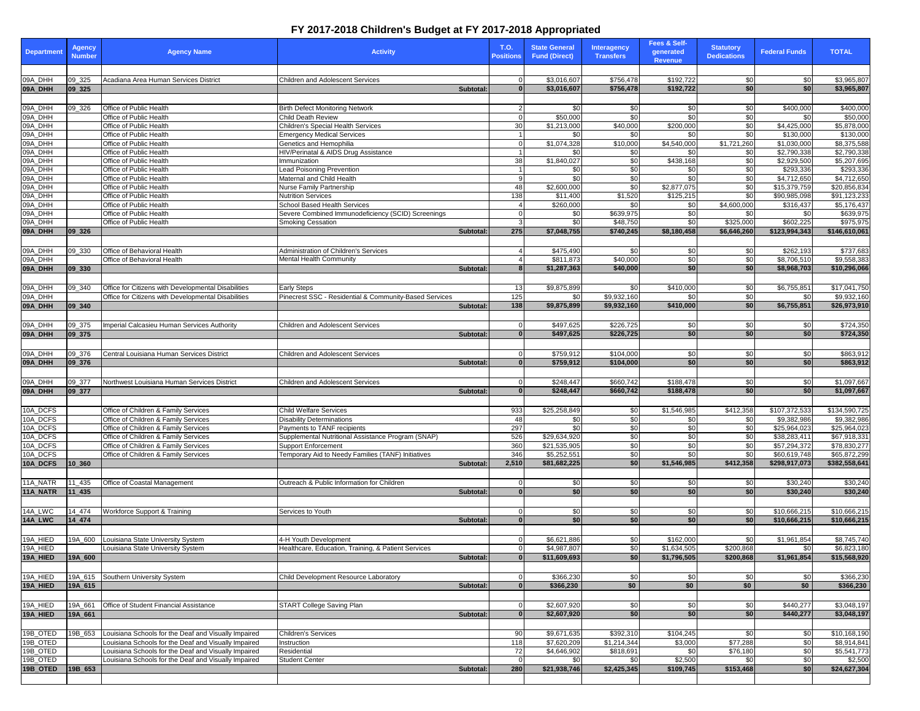# FY 2017-2018 Children's Budget at FY 2017-2018 Appropriated

| Department | Agency Number | Agency Name | Activity | T.O. Positions | State General Fund (Direct) | Interagency Transfers | Fees & Self-generated Revenue | Statutory Dedications | Federal Funds | TOTAL |
|---|---|---|---|---|---|---|---|---|---|---|
| 09A_DHH | 09_325 | Acadiana Area Human Services District | Children and Adolescent Services | 0 | $3,016,607 | $756,478 | $192,722 | $0 | $0 | $3,965,807 |
| **09A_DHH** | **09_325** | | **Subtotal:** | **0** | **$3,016,607** | **$756,478** | **$192,722** | **$0** | **$0** | **$3,965,807** |
| 09A_DHH | 09_326 | Office of Public Health | Birth Defect Monitoring Network | 2 | $0 | $0 | $0 | $0 | $400,000 | $400,000 |
| 09A_DHH | | Office of Public Health | Child Death Review | 0 | $50,000 | $0 | $0 | $0 | $0 | $50,000 |
| 09A_DHH | | Office of Public Health | Children's Special Health Services | 30 | $1,213,000 | $40,000 | $200,000 | $0 | $4,425,000 | $5,878,000 |
| 09A_DHH | | Office of Public Health | Emergency Medical Services | 1 | $0 | $0 | $0 | $0 | $130,000 | $130,000 |
| 09A_DHH | | Office of Public Health | Genetics and Hemophilia | 0 | $1,074,328 | $10,000 | $4,540,000 | $1,721,260 | $1,030,000 | $8,375,588 |
| 09A_DHH | | Office of Public Health | HIV/Perinatal & AIDS Drug Assistance | 1 | $0 | $0 | $0 | $0 | $2,790,338 | $2,790,338 |
| 09A_DHH | | Office of Public Health | Immunization | 38 | $1,840,027 | $0 | $438,168 | $0 | $2,929,500 | $5,207,695 |
| 09A_DHH | | Office of Public Health | Lead Poisoning Prevention | 1 | $0 | $0 | $0 | $0 | $293,336 | $293,336 |
| 09A_DHH | | Office of Public Health | Maternal and Child Health | 9 | $0 | $0 | $0 | $0 | $4,712,650 | $4,712,650 |
| 09A_DHH | | Office of Public Health | Nurse Family Partnership | 48 | $2,600,000 | $0 | $2,877,075 | $0 | $15,379,759 | $20,856,834 |
| 09A_DHH | | Office of Public Health | Nutrition Services | 138 | $11,400 | $1,520 | $125,215 | $0 | $90,985,098 | $91,123,233 |
| 09A_DHH | | Office of Public Health | School Based Health Services | 4 | $260,000 | $0 | $0 | $4,600,000 | $316,437 | $5,176,437 |
| 09A_DHH | | Office of Public Health | Severe Combined Immunodeficiency (SCID) Screenings | 0 | $0 | $639,975 | $0 | $0 | $0 | $639,975 |
| 09A_DHH | | Office of Public Health | Smoking Cessation | 3 | $0 | $48,750 | $0 | $325,000 | $602,225 | $975,975 |
| **09A_DHH** | **09_326** | | **Subtotal:** | **275** | **$7,048,755** | **$740,245** | **$8,180,458** | **$6,646,260** | **$123,994,343** | **$146,610,061** |
| 09A_DHH | 09_330 | Office of Behavioral Health | Administration of Children's Services | 4 | $475,490 | $0 | $0 | $0 | $262,193 | $737,683 |
| 09A_DHH | | Office of Behavioral Health | Mental Health Community | 4 | $811,873 | $40,000 | $0 | $0 | $8,706,510 | $9,558,383 |
| **09A_DHH** | **09_330** | | **Subtotal:** | **8** | **$1,287,363** | **$40,000** | **$0** | **$0** | **$8,968,703** | **$10,296,066** |
| 09A_DHH | 09_340 | Office for Citizens with Developmental Disabilities | Early Steps | 13 | $9,875,899 | $0 | $410,000 | $0 | $6,755,851 | $17,041,750 |
| 09A_DHH | | Office for Citizens with Developmental Disabilities | Pinecrest SSC - Residential & Community-Based Services | 125 | $0 | $9,932,160 | $0 | $0 | $0 | $9,932,160 |
| **09A_DHH** | **09_340** | | **Subtotal:** | **138** | **$9,875,899** | **$9,932,160** | **$410,000** | **$0** | **$6,755,851** | **$26,973,910** |
| 09A_DHH | 09_375 | Imperial Calcasieu Human Services Authority | Children and Adolescent Services | 0 | $497,625 | $226,725 | $0 | $0 | $0 | $724,350 |
| **09A_DHH** | **09_375** | | **Subtotal:** | **0** | **$497,625** | **$226,725** | **$0** | **$0** | **$0** | **$724,350** |
| 09A_DHH | 09_376 | Central Louisiana Human Services District | Children and Adolescent Services | 0 | $759,912 | $104,000 | $0 | $0 | $0 | $863,912 |
| **09A_DHH** | **09_376** | | **Subtotal:** | **0** | **$759,912** | **$104,000** | **$0** | **$0** | **$0** | **$863,912** |
| 09A_DHH | 09_377 | Northwest Louisiana Human Services District | Children and Adolescent Services | 0 | $248,447 | $660,742 | $188,478 | $0 | $0 | $1,097,667 |
| **09A_DHH** | **09_377** | | **Subtotal:** | **0** | **$248,447** | **$660,742** | **$188,478** | **$0** | **$0** | **$1,097,667** |
| 10A_DCFS | | Office of Children & Family Services | Child Welfare Services | 933 | $25,258,849 | $0 | $1,546,985 | $412,358 | $107,372,533 | $134,590,725 |
| 10A_DCFS | | Office of Children & Family Services | Disability Determinations | 48 | $0 | $0 | $0 | $0 | $9,382,986 | $9,382,986 |
| 10A_DCFS | | Office of Children & Family Services | Payments to TANF recipients | 297 | $0 | $0 | $0 | $0 | $25,964,023 | $25,964,023 |
| 10A_DCFS | | Office of Children & Family Services | Supplemental Nutritional Assistance Program (SNAP) | 526 | $29,634,920 | $0 | $0 | $0 | $38,283,411 | $67,918,331 |
| 10A_DCFS | | Office of Children & Family Services | Support Enforcement | 360 | $21,535,905 | $0 | $0 | $0 | $57,294,372 | $78,830,277 |
| 10A_DCFS | | Office of Children & Family Services | Temporary Aid to Needy Families (TANF) Initiatives | 346 | $5,252,551 | $0 | $0 | $0 | $60,619,748 | $65,872,299 |
| **10A_DCFS** | **10_360** | | **Subtotal:** | **2,510** | **$81,682,225** | **$0** | **$1,546,985** | **$412,358** | **$298,917,073** | **$382,558,641** |
| 11A_NATR | 11_435 | Office of Coastal Management | Outreach & Public Information for Children | 0 | $0 | $0 | $0 | $0 | $30,240 | $30,240 |
| **11A_NATR** | **11_435** | | **Subtotal:** | **0** | **$0** | **$0** | **$0** | **$0** | **$30,240** | **$30,240** |
| 14A_LWC | 14_474 | Workforce Support & Training | Services to Youth | 0 | $0 | $0 | $0 | $0 | $10,666,215 | $10,666,215 |
| **14A_LWC** | **14_474** | | **Subtotal:** | **0** | **$0** | **$0** | **$0** | **$0** | **$10,666,215** | **$10,666,215** |
| 19A_HIED | 19A_600 | Louisiana State University System | 4-H Youth Development | 0 | $6,621,886 | $0 | $162,000 | $0 | $1,961,854 | $8,745,740 |
| 19A_HIED | | Louisiana State University System | Healthcare, Education, Training, & Patient Services | 0 | $4,987,807 | $0 | $1,634,505 | $200,868 | $0 | $6,823,180 |
| **19A_HIED** | **19A_600** | | **Subtotal:** | **0** | **$11,609,693** | **$0** | **$1,796,505** | **$200,868** | **$1,961,854** | **$15,568,920** |
| 19A_HIED | 19A_615 | Southern University System | Child Development Resource Laboratory | 0 | $366,230 | $0 | $0 | $0 | $0 | $366,230 |
| **19A_HIED** | **19A_615** | | **Subtotal:** | **0** | **$366,230** | **$0** | **$0** | **$0** | **$0** | **$366,230** |
| 19A_HIED | 19A_661 | Office of Student Financial Assistance | START College Saving Plan | 0 | $2,607,920 | $0 | $0 | $0 | $440,277 | $3,048,197 |
| **19A_HIED** | **19A_661** | | **Subtotal:** | **0** | **$2,607,920** | **$0** | **$0** | **$0** | **$440,277** | **$3,048,197** |
| 19B_OTED | 19B_653 | Louisiana Schools for the Deaf and Visually Impaired | Children's Services | 90 | $9,671,635 | $392,310 | $104,245 | $0 | $0 | $10,168,190 |
| 19B_OTED | | Louisiana Schools for the Deaf and Visually Impaired | Instruction | 118 | $7,620,209 | $1,214,344 | $3,000 | $77,288 | $0 | $8,914,841 |
| 19B_OTED | | Louisiana Schools for the Deaf and Visually Impaired | Residential | 72 | $4,646,902 | $818,691 | $0 | $76,180 | $0 | $5,541,773 |
| 19B_OTED | | Louisiana Schools for the Deaf and Visually Impaired | Student Center | 0 | $0 | $0 | $2,500 | $0 | $0 | $2,500 |
| **19B_OTED** | **19B_653** | | **Subtotal:** | **280** | **$21,938,746** | **$2,425,345** | **$109,745** | **$153,468** | **$0** | **$24,627,304** |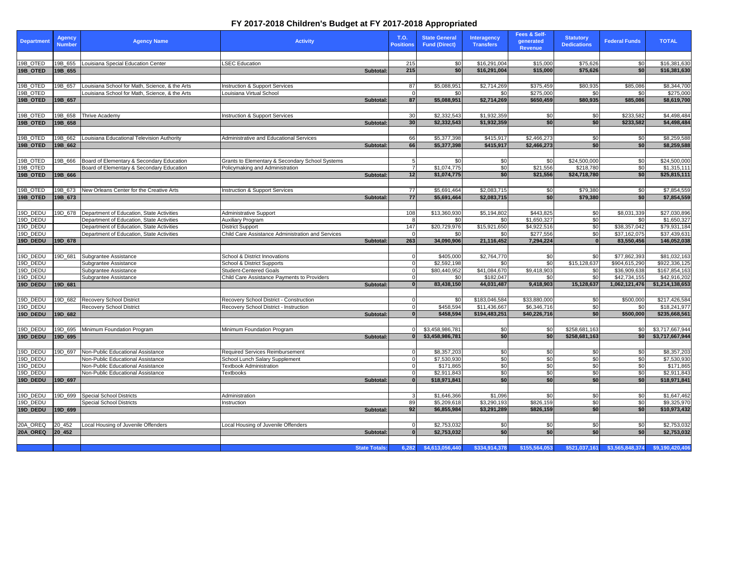# FY 2017-2018 Children's Budget at FY 2017-2018 Appropriated

| Department | Agency Number | Agency Name | Activity | T.O. Positions | State General Fund (Direct) | Interagency Transfers | Fees & Self-generated Revenue | Statutory Dedications | Federal Funds | TOTAL |
|---|---|---|---|---|---|---|---|---|---|---|
| 19B_OTED | 19B_655 | Louisiana Special Education Center | LSEC Education | 215 | $0 | $16,291,004 | $15,000 | $75,626 | $0 | $16,381,630 |
| **19B_OTED** | **19B_655** | | **Subtotal:** | **215** | **$0** | **$16,291,004** | **$15,000** | **$75,626** | **$0** | **$16,381,630** |
| 19B_OTED | 19B_657 | Louisiana School for Math, Science, & the Arts | Instruction & Support Services | 87 | $5,088,951 | $2,714,269 | $375,459 | $80,935 | $85,086 | $8,344,700 |
| 19B_OTED | | Louisiana School for Math, Science, & the Arts | Louisiana Virtual School | 0 | $0 | $0 | $275,000 | $0 | $0 | $275,000 |
| **19B_OTED** | **19B_657** | | **Subtotal:** | **87** | **$5,088,951** | **$2,714,269** | **$650,459** | **$80,935** | **$85,086** | **$8,619,700** |
| 19B_OTED | 19B_658 | Thrive Academy | Instruction & Support Services | 30 | $2,332,543 | $1,932,359 | $0 | $0 | $233,582 | $4,498,484 |
| **19B_OTED** | **19B_658** | | **Subtotal:** | **30** | **$2,332,543** | **$1,932,359** | **$0** | **$0** | **$233,582** | **$4,498,484** |
| 19B_OTED | 19B_662 | Louisiana Educational Television Authority | Administrative and Educational Services | 66 | $5,377,398 | $415,917 | $2,466,273 | $0 | $0 | $8,259,588 |
| **19B_OTED** | **19B_662** | | **Subtotal:** | **66** | **$5,377,398** | **$415,917** | **$2,466,273** | **$0** | **$0** | **$8,259,588** |
| 19B_OTED | 19B_666 | Board of Elementary & Secondary Education | Grants to Elementary & Secondary School Systems | 5 | $0 | $0 | $0 | $24,500,000 | $0 | $24,500,000 |
| 19B_OTED | | Board of Elementary & Secondary Education | Policymaking and Administration | 7 | $1,074,775 | $0 | $21,556 | $218,780 | $0 | $1,315,111 |
| **19B_OTED** | **19B_666** | | **Subtotal:** | **12** | **$1,074,775** | **$0** | **$21,556** | **$24,718,780** | **$0** | **$25,815,111** |
| 19B_OTED | 19B_673 | New Orleans Center for the Creative Arts | Instruction & Support Services | 77 | $5,691,464 | $2,083,715 | $0 | $79,380 | $0 | $7,854,559 |
| **19B_OTED** | **19B_673** | | **Subtotal:** | **77** | **$5,691,464** | **$2,083,715** | **$0** | **$79,380** | **$0** | **$7,854,559** |
| 19D_DEDU | 19D_678 | Department of Education, State Activities | Administrative Support | 108 | $13,360,930 | $5,194,802 | $443,825 | $0 | $8,031,339 | $27,030,896 |
| 19D_DEDU | | Department of Education, State Activities | Auxiliary Program | 8 | $0 | $0 | $1,650,327 | $0 | $0 | $1,650,327 |
| 19D_DEDU | | Department of Education, State Activities | District Support | 147 | $20,729,976 | $15,921,650 | $4,922,516 | $0 | $38,357,042 | $79,931,184 |
| 19D_DEDU | | Department of Education, State Activities | Child Care Assistance Administration and Services | 0 | $0 | $0 | $277,556 | $0 | $37,162,075 | $37,439,631 |
| **19D_DEDU** | **19D_678** | | **Subtotal:** | **263** | **34,090,906** | **21,116,452** | **7,294,224** | **0** | **83,550,456** | **146,052,038** |
| 19D_DEDU | 19D_681 | Subgrantee Assistance | School & District Innovations | 0 | $405,000 | $2,764,770 | $0 | $0 | $77,862,393 | $81,032,163 |
| 19D_DEDU | | Subgrantee Assistance | School & District Supports | 0 | $2,592,198 | $0 | $0 | $15,128,637 | $904,615,290 | $922,336,125 |
| 19D_DEDU | | Subgrantee Assistance | Student-Centered Goals | 0 | $80,440,952 | $41,084,670 | $9,418,903 | $0 | $36,909,638 | $167,854,163 |
| 19D_DEDU | | Subgrantee Assistance | Child Care Assistance Payments to Providers | 0 | $0 | $182,047 | $0 | $0 | $42,734,155 | $42,916,202 |
| **19D_DEDU** | **19D_681** | | **Subtotal:** | **0** | **83,438,150** | **44,031,487** | **9,418,903** | **15,128,637** | **1,062,121,476** | **$1,214,138,653** |
| 19D_DEDU | 19D_682 | Recovery School District | Recovery School District - Construction | 0 | $0 | $183,046,584 | $33,880,000 | $0 | $500,000 | $217,426,584 |
| 19D_DEDU | | Recovery School District | Recovery School District - Instruction | 0 | $458,594 | $11,436,667 | $6,346,716 | $0 | $0 | $18,241,977 |
| **19D_DEDU** | **19D_682** | | **Subtotal:** | **0** | **$458,594** | **$194,483,251** | **$40,226,716** | **$0** | **$500,000** | **$235,668,561** |
| 19D_DEDU | 19D_695 | Minimum Foundation Program | Minimum Foundation Program | 0 | $3,458,986,781 | $0 | $0 | $258,681,163 | $0 | $3,717,667,944 |
| **19D_DEDU** | **19D_695** | | **Subtotal:** | **0** | **$3,458,986,781** | **$0** | **$0** | **$258,681,163** | **$0** | **$3,717,667,944** |
| 19D_DEDU | 19D_697 | Non-Public Educational Assistance | Required Services Reimbursement | 0 | $8,357,203 | $0 | $0 | $0 | $0 | $8,357,203 |
| 19D_DEDU | | Non-Public Educational Assistance | School Lunch Salary Supplement | 0 | $7,530,930 | $0 | $0 | $0 | $0 | $7,530,930 |
| 19D_DEDU | | Non-Public Educational Assistance | Textbook Administration | 0 | $171,865 | $0 | $0 | $0 | $0 | $171,865 |
| 19D_DEDU | | Non-Public Educational Assistance | Textbooks | 0 | $2,911,843 | $0 | $0 | $0 | $0 | $2,911,843 |
| **19D_DEDU** | **19D_697** | | **Subtotal:** | **0** | **$18,971,841** | **$0** | **$0** | **$0** | **$0** | **$18,971,841** |
| 19D_DEDU | 19D_699 | Special School Districts | Administration | 3 | $1,646,366 | $1,096 | $0 | $0 | $0 | $1,647,462 |
| 19D_DEDU | | Special School Districts | Instruction | 89 | $5,209,618 | $3,290,193 | $826,159 | $0 | $0 | $9,325,970 |
| **19D_DEDU** | **19D_699** | | **Subtotal:** | **92** | **$6,855,984** | **$3,291,289** | **$826,159** | **$0** | **$0** | **$10,973,432** |
| 20A_OREQ | 20_452 | Local Housing of Juvenile Offenders | Local Housing of Juvenile Offenders | 0 | $2,753,032 | $0 | $0 | $0 | $0 | $2,753,032 |
| **20A_OREQ** | **20_452** | | **Subtotal:** | **0** | **$2,753,032** | **$0** | **$0** | **$0** | **$0** | **$2,753,032** |
| | | | **State Totals:** | **6,282** | **$4,613,056,440** | **$334,914,378** | **$155,564,053** | **$521,037,161** | **$3,565,848,374** | **$9,190,420,406** |